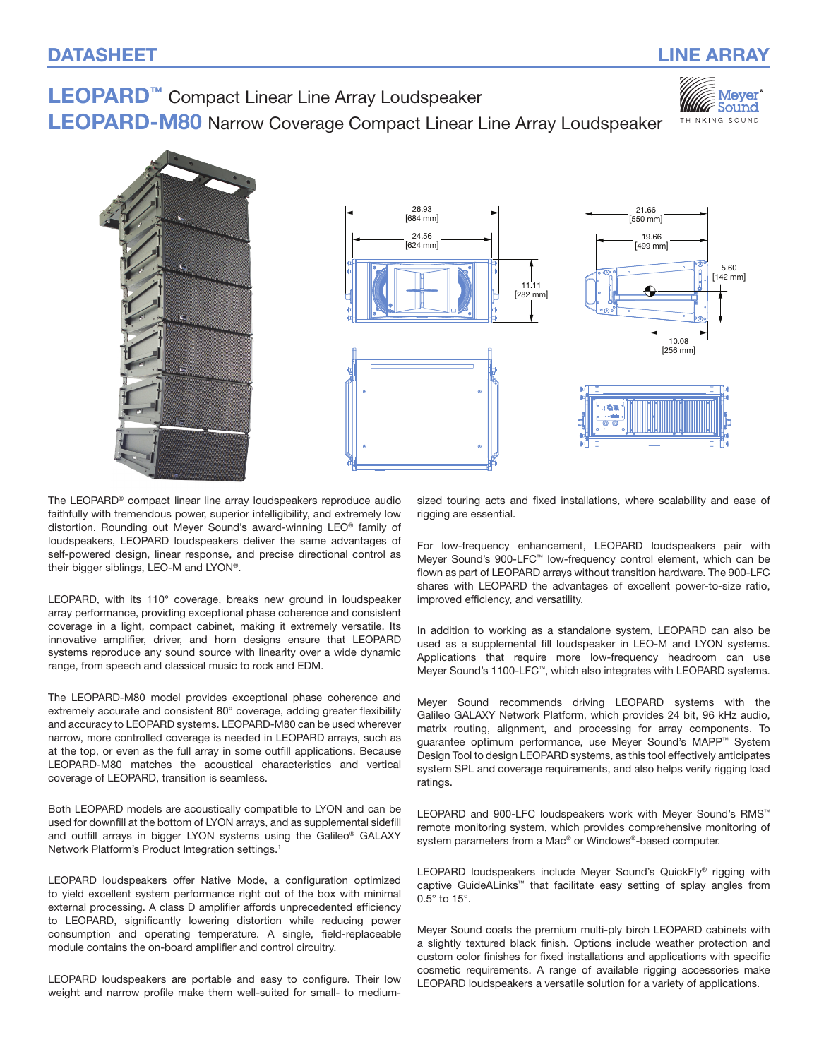# LEOPARD™ Compact Linear Line Array Loudspeaker
# LEOPARD-M80 Narrow Coverage Compact Linear Line Array Loudspeaker

The LEOPARD® compact linear line array loudspeakers reproduce audio faithfully with tremendous power, superior intelligibility, and extremely low distortion. Rounding out Meyer Sound's award-winning LEO® family of loudspeakers, LEOPARD loudspeakers deliver the same advantages of self-powered design, linear response, and precise directional control as their bigger siblings, LEO-M and LYON®.

LEOPARD, with its 110° coverage, breaks new ground in loudspeaker array performance, providing exceptional phase coherence and consistent coverage in a light, compact cabinet, making it extremely versatile. Its innovative amplifier, driver, and horn designs ensure that LEOPARD systems reproduce any sound source with linearity over a wide dynamic range, from speech and classical music to rock and EDM.

The LEOPARD-M80 model provides exceptional phase coherence and extremely accurate and consistent 80° coverage, adding greater flexibility and accuracy to LEOPARD systems. LEOPARD-M80 can be used wherever narrow, more controlled coverage is needed in LEOPARD arrays, such as at the top, or even as the full array in some outfill applications. Because LEOPARD-M80 matches the acoustical characteristics and vertical coverage of LEOPARD, transition is seamless.

Both LEOPARD models are acoustically compatible to LYON and can be used for downfill at the bottom of LYON arrays, and as supplemental sidefill and outfill arrays in bigger LYON systems using the Galileo® GALAXY Network Platform's Product Integration settings.[1]

LEOPARD loudspeakers offer Native Mode, a configuration optimized to yield excellent system performance right out of the box with minimal external processing. A class D amplifier affords unprecedented efficiency to LEOPARD, significantly lowering distortion while reducing power consumption and operating temperature. A single, field-replaceable module contains the on-board amplifier and control circuitry.

LEOPARD loudspeakers are portable and easy to configure. Their low weight and narrow profile make them well-suited for small- to medium-sized touring acts and fixed installations, where scalability and ease of rigging are essential.

For low-frequency enhancement, LEOPARD loudspeakers pair with Meyer Sound's 900-LFC™ low-frequency control element, which can be flown as part of LEOPARD arrays without transition hardware. The 900-LFC shares with LEOPARD the advantages of excellent power-to-size ratio, improved efficiency, and versatility.

In addition to working as a standalone system, LEOPARD can also be used as a supplemental fill loudspeaker in LEO-M and LYON systems. Applications that require more low-frequency headroom can use Meyer Sound's 1100-LFC™, which also integrates with LEOPARD systems.

Meyer Sound recommends driving LEOPARD systems with the Galileo GALAXY Network Platform, which provides 24 bit, 96 kHz audio, matrix routing, alignment, and processing for array components. To guarantee optimum performance, use Meyer Sound's MAPP™ System Design Tool to design LEOPARD systems, as this tool effectively anticipates system SPL and coverage requirements, and also helps verify rigging load ratings.

LEOPARD and 900-LFC loudspeakers work with Meyer Sound's RMS™ remote monitoring system, which provides comprehensive monitoring of system parameters from a Mac® or Windows®-based computer.

LEOPARD loudspeakers include Meyer Sound's QuickFly® rigging with captive GuideALinks™ that facilitate easy setting of splay angles from 0.5° to 15°.

Meyer Sound coats the premium multi-ply birch LEOPARD cabinets with a slightly textured black finish. Options include weather protection and custom color finishes for fixed installations and applications with specific cosmetic requirements. A range of available rigging accessories make LEOPARD loudspeakers a versatile solution for a variety of applications.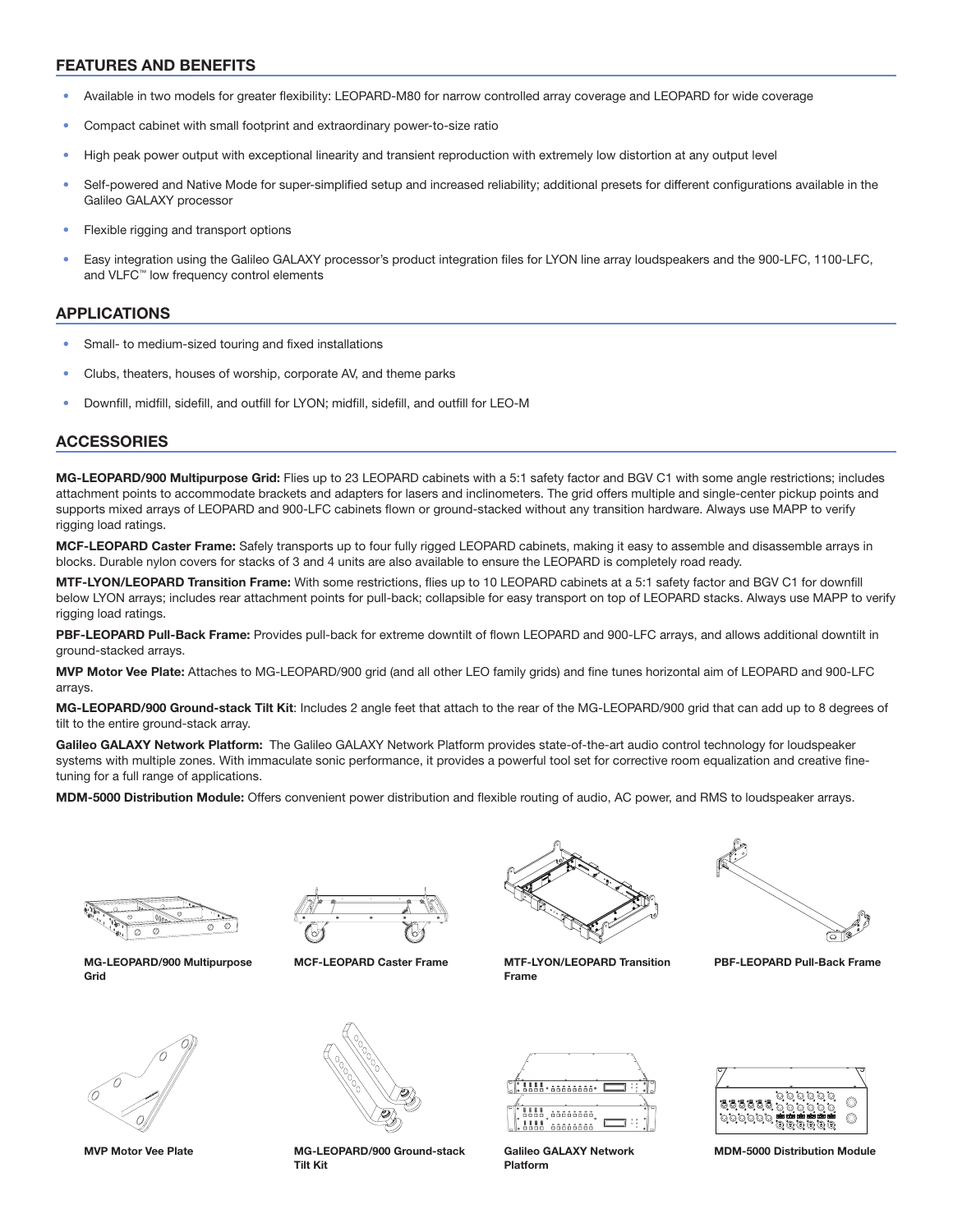## FEATURES AND BENEFITS

- Available in two models for greater flexibility: LEOPARD-M80 for narrow controlled array coverage and LEOPARD for wide coverage
- Compact cabinet with small footprint and extraordinary power-to-size ratio
- High peak power output with exceptional linearity and transient reproduction with extremely low distortion at any output level
- Self-powered and Native Mode for super-simplified setup and increased reliability; additional presets for different configurations available in the Galileo GALAXY processor
- Flexible rigging and transport options
- Easy integration using the Galileo GALAXY processor's product integration files for LYON line array loudspeakers and the 900-LFC, 1100-LFC, and VLFC™ low frequency control elements

## APPLICATIONS

- Small- to medium-sized touring and fixed installations
- Clubs, theaters, houses of worship, corporate AV, and theme parks
- Downfill, midfill, sidefill, and outfill for LYON; midfill, sidefill, and outfill for LEO-M

## ACCESSORIES

**MG-LEOPARD/900 Multipurpose Grid:** Flies up to 23 LEOPARD cabinets with a 5:1 safety factor and BGV C1 with some angle restrictions; includes attachment points to accommodate brackets and adapters for lasers and inclinometers. The grid offers multiple and single-center pickup points and supports mixed arrays of LEOPARD and 900-LFC cabinets flown or ground-stacked without any transition hardware. Always use MAPP to verify rigging load ratings.

**MCF-LEOPARD Caster Frame:** Safely transports up to four fully rigged LEOPARD cabinets, making it easy to assemble and disassemble arrays in blocks. Durable nylon covers for stacks of 3 and 4 units are also available to ensure the LEOPARD is completely road ready.

**MTF-LYON/LEOPARD Transition Frame:** With some restrictions, flies up to 10 LEOPARD cabinets at a 5:1 safety factor and BGV C1 for downfill below LYON arrays; includes rear attachment points for pull-back; collapsible for easy transport on top of LEOPARD stacks. Always use MAPP to verify rigging load ratings.

**PBF-LEOPARD Pull-Back Frame:** Provides pull-back for extreme downtilt of flown LEOPARD and 900-LFC arrays, and allows additional downtilt in ground-stacked arrays.

**MVP Motor Vee Plate:** Attaches to MG-LEOPARD/900 grid (and all other LEO family grids) and fine tunes horizontal aim of LEOPARD and 900-LFC arrays.

**MG-LEOPARD/900 Ground-stack Tilt Kit**: Includes 2 angle feet that attach to the rear of the MG-LEOPARD/900 grid that can add up to 8 degrees of tilt to the entire ground-stack array.

**Galileo GALAXY Network Platform:** The Galileo GALAXY Network Platform provides state-of-the-art audio control technology for loudspeaker systems with multiple zones. With immaculate sonic performance, it provides a powerful tool set for corrective room equalization and creative fine-tuning for a full range of applications.

**MDM-5000 Distribution Module:** Offers convenient power distribution and flexible routing of audio, AC power, and RMS to loudspeaker arrays.

**MG-LEOPARD/900 Multipurpose Grid**

**MCF-LEOPARD Caster Frame**

**MTF-LYON/LEOPARD Transition Frame**

**PBF-LEOPARD Pull-Back Frame**

**MVP Motor Vee Plate**

**MG-LEOPARD/900 Ground-stack Tilt Kit**

**Galileo GALAXY Network Platform**

**MDM-5000 Distribution Module**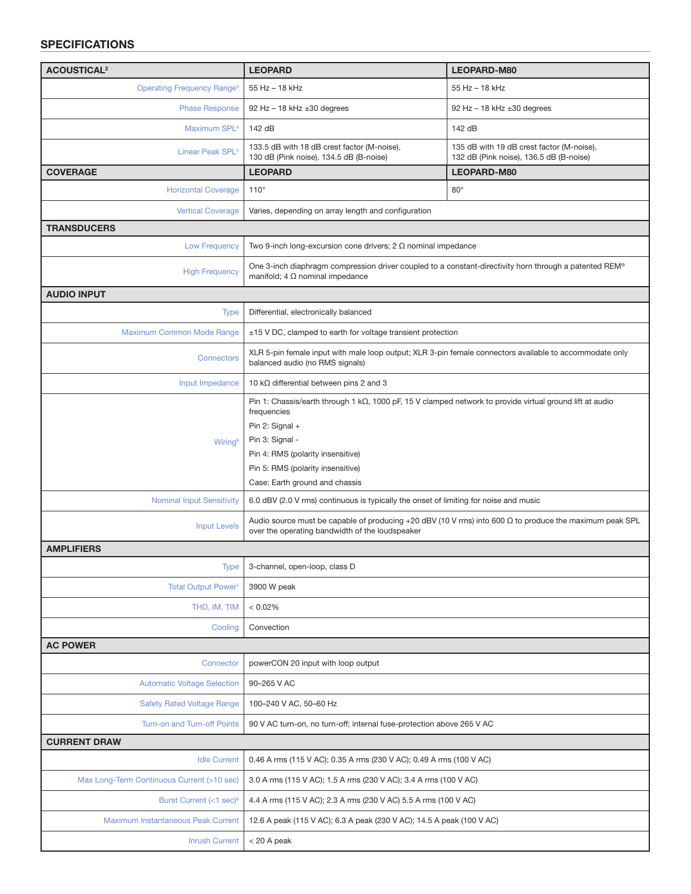## SPECIFICATIONS

| ACOUSTICAL[2] | LEOPARD | LEOPARD-M80 |
|---|---|---|
| Operating Frequency Range[3] | 55 Hz – 18 kHz | 55 Hz – 18 kHz |
| Phase Response | 92 Hz – 18 kHz ±30 degrees | 92 Hz – 18 kHz ±30 degrees |
| Maximum SPL[4] | 142 dB | 142 dB |
| Linear Peak SPL[5] | 133.5 dB with 18 dB crest factor (M-noise), 130 dB (Pink noise), 134.5 dB (B-noise) | 135 dB with 19 dB crest factor (M-noise), 132 dB (Pink noise), 136.5 dB (B-noise) |
| **COVERAGE** | **LEOPARD** | **LEOPARD-M80** |
| Horizontal Coverage | 110° | 80° |
| Vertical Coverage | Varies, depending on array length and configuration | |
| **TRANSDUCERS** | | |
| Low Frequency | Two 9-inch long-excursion cone drivers; 2 Ω nominal impedance | |
| High Frequency | One 3-inch diaphragm compression driver coupled to a constant-directivity horn through a patented REM® manifold; 4 Ω nominal impedance | |
| **AUDIO INPUT** | | |
| Type | Differential, electronically balanced | |
| Maximum Common Mode Range | ±15 V DC, clamped to earth for voltage transient protection | |
| Connectors | XLR 5-pin female input with male loop output; XLR 3-pin female connectors available to accommodate only balanced audio (no RMS signals) | |
| Input Impedance | 10 kΩ differential between pins 2 and 3 | |
| Wiring[6] | Pin 1: Chassis/earth through 1 kΩ, 1000 pF, 15 V clamped network to provide virtual ground lift at audio frequencies<br>Pin 2: Signal +<br>Pin 3: Signal -<br>Pin 4: RMS (polarity insensitive)<br>Pin 5: RMS (polarity insensitive)<br>Case: Earth ground and chassis | |
| Nominal Input Sensitivity | 6.0 dBV (2.0 V rms) continuous is typically the onset of limiting for noise and music | |
| Input Levels | Audio source must be capable of producing +20 dBV (10 V rms) into 600 Ω to produce the maximum peak SPL over the operating bandwidth of the loudspeaker | |
| **AMPLIFIERS** | | |
| Type | 3-channel, open-loop, class D | |
| Total Output Power[7] | 3900 W peak | |
| THD, IM, TIM | < 0.02% | |
| Cooling | Convection | |
| **AC POWER** | | |
| Connector | powerCON 20 input with loop output | |
| Automatic Voltage Selection | 90–265 V AC | |
| Safety Rated Voltage Range | 100–240 V AC, 50–60 Hz | |
| Turn-on and Turn-off Points | 90 V AC turn-on, no turn-off; internal fuse-protection above 265 V AC | |
| **CURRENT DRAW** | | |
| Idle Current | 0.46 A rms (115 V AC); 0.35 A rms (230 V AC); 0.49 A rms (100 V AC) | |
| Max Long-Term Continuous Current (>10 sec) | 3.0 A rms (115 V AC); 1.5 A rms (230 V AC); 3.4 A rms (100 V AC) | |
| Burst Current (<1 sec)[8] | 4.4 A rms (115 V AC); 2.3 A rms (230 V AC) 5.5 A rms (100 V AC) | |
| Maximum Instantaneous Peak Current | 12.6 A peak (115 V AC); 6.3 A peak (230 V AC); 14.5 A peak (100 V AC) | |
| Inrush Current | < 20 A peak | |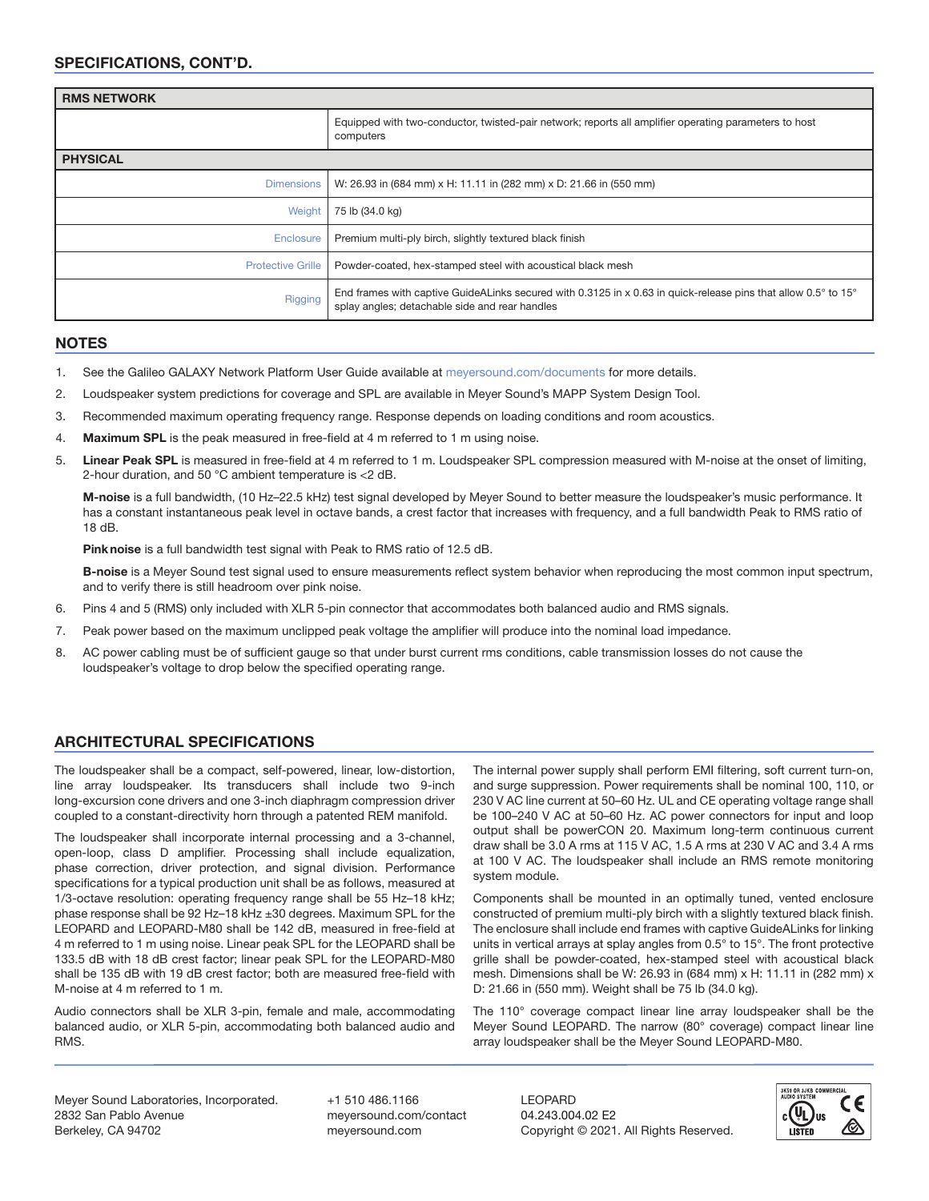## SPECIFICATIONS, CONT'D.

| RMS NETWORK | |
|---|---|
| | Equipped with two-conductor, twisted-pair network; reports all amplifier operating parameters to host computers |
| **PHYSICAL** | |
| Dimensions | W: 26.93 in (684 mm) x H: 11.11 in (282 mm) x D: 21.66 in (550 mm) |
| Weight | 75 lb (34.0 kg) |
| Enclosure | Premium multi-ply birch, slightly textured black finish |
| Protective Grille | Powder-coated, hex-stamped steel with acoustical black mesh |
| Rigging | End frames with captive GuideALinks secured with 0.3125 in x 0.63 in quick-release pins that allow 0.5° to 15° splay angles; detachable side and rear handles |

## NOTES

1. See the Galileo GALAXY Network Platform User Guide available at meyersound.com/documents for more details.
2. Loudspeaker system predictions for coverage and SPL are available in Meyer Sound's MAPP System Design Tool.
3. Recommended maximum operating frequency range. Response depends on loading conditions and room acoustics.
4. **Maximum SPL** is the peak measured in free-field at 4 m referred to 1 m using noise.
5. **Linear Peak SPL** is measured in free-field at 4 m referred to 1 m. Loudspeaker SPL compression measured with M-noise at the onset of limiting, 2-hour duration, and 50 °C ambient temperature is <2 dB.

   **M-noise** is a full bandwidth, (10 Hz–22.5 kHz) test signal developed by Meyer Sound to better measure the loudspeaker's music performance. It has a constant instantaneous peak level in octave bands, a crest factor that increases with frequency, and a full bandwidth Peak to RMS ratio of 18 dB.

   **Pink noise** is a full bandwidth test signal with Peak to RMS ratio of 12.5 dB.

   **B-noise** is a Meyer Sound test signal used to ensure measurements reflect system behavior when reproducing the most common input spectrum, and to verify there is still headroom over pink noise.
6. Pins 4 and 5 (RMS) only included with XLR 5-pin connector that accommodates both balanced audio and RMS signals.
7. Peak power based on the maximum unclipped peak voltage the amplifier will produce into the nominal load impedance.
8. AC power cabling must be of sufficient gauge so that under burst current rms conditions, cable transmission losses do not cause the loudspeaker's voltage to drop below the specified operating range.

## ARCHITECTURAL SPECIFICATIONS

The loudspeaker shall be a compact, self-powered, linear, low-distortion, line array loudspeaker. Its transducers shall include two 9-inch long-excursion cone drivers and one 3-inch diaphragm compression driver coupled to a constant-directivity horn through a patented REM manifold.

The loudspeaker shall incorporate internal processing and a 3-channel, open-loop, class D amplifier. Processing shall include equalization, phase correction, driver protection, and signal division. Performance specifications for a typical production unit shall be as follows, measured at 1/3-octave resolution: operating frequency range shall be 55 Hz–18 kHz; phase response shall be 92 Hz–18 kHz ±30 degrees. Maximum SPL for the LEOPARD and LEOPARD-M80 shall be 142 dB, measured in free-field at 4 m referred to 1 m using noise. Linear peak SPL for the LEOPARD shall be 133.5 dB with 18 dB crest factor; linear peak SPL for the LEOPARD-M80 shall be 135 dB with 19 dB crest factor; both are measured free-field with M-noise at 4 m referred to 1 m.

Audio connectors shall be XLR 3-pin, female and male, accommodating balanced audio, or XLR 5-pin, accommodating both balanced audio and RMS.

The internal power supply shall perform EMI filtering, soft current turn-on, and surge suppression. Power requirements shall be nominal 100, 110, or 230 V AC line current at 50–60 Hz. UL and CE operating voltage range shall be 100–240 V AC at 50–60 Hz. AC power connectors for input and loop output shall be powerCON 20. Maximum long-term continuous current draw shall be 3.0 A rms at 115 V AC, 1.5 A rms at 230 V AC and 3.4 A rms at 100 V AC. The loudspeaker shall include an RMS remote monitoring system module.

Components shall be mounted in an optimally tuned, vented enclosure constructed of premium multi-ply birch with a slightly textured black finish. The enclosure shall include end frames with captive GuideALinks for linking units in vertical arrays at splay angles from 0.5° to 15°. The front protective grille shall be powder-coated, hex-stamped steel with acoustical black mesh. Dimensions shall be W: 26.93 in (684 mm) x H: 11.11 in (282 mm) x D: 21.66 in (550 mm). Weight shall be 75 lb (34.0 kg).

The 110° coverage compact linear line array loudspeaker shall be the Meyer Sound LEOPARD. The narrow (80° coverage) compact linear line array loudspeaker shall be the Meyer Sound LEOPARD-M80.

Meyer Sound Laboratories, Incorporated.
2832 San Pablo Avenue
Berkeley, CA 94702

+1 510 486.1166
meyersound.com/contact
meyersound.com

LEOPARD
04.243.004.02 E2
Copyright © 2021. All Rights Reserved.